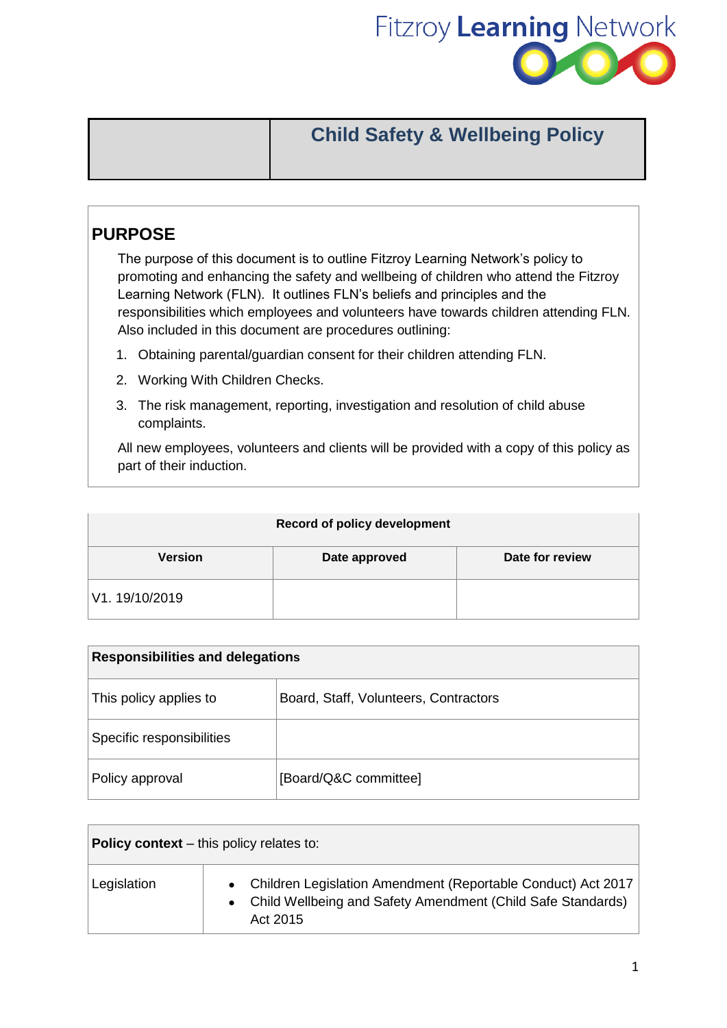Fitzroy **Learning** Network

| | Child Safety & Wellbeing Policy |
|---|---|

## PURPOSE

The purpose of this document is to outline Fitzroy Learning Network's policy to promoting and enhancing the safety and wellbeing of children who attend the Fitzroy Learning Network (FLN). It outlines FLN's beliefs and principles and the responsibilities which employees and volunteers have towards children attending FLN. Also included in this document are procedures outlining:

1. Obtaining parental/guardian consent for their children attending FLN.
2. Working With Children Checks.
3. The risk management, reporting, investigation and resolution of child abuse complaints.

All new employees, volunteers and clients will be provided with a copy of this policy as part of their induction.

| **Record of policy development** | | |
|---|---|---|
| **Version** | **Date approved** | **Date for review** |
| V1. 19/10/2019 | | |

| **Responsibilities and delegations** | |
|---|---|
| This policy applies to | Board, Staff, Volunteers, Contractors |
| Specific responsibilities | |
| Policy approval | [Board/Q&C committee] |

| **Policy context** – this policy relates to: | |
|---|---|
| Legislation | • Children Legislation Amendment (Reportable Conduct) Act 2017<br>• Child Wellbeing and Safety Amendment (Child Safe Standards) Act 2015 |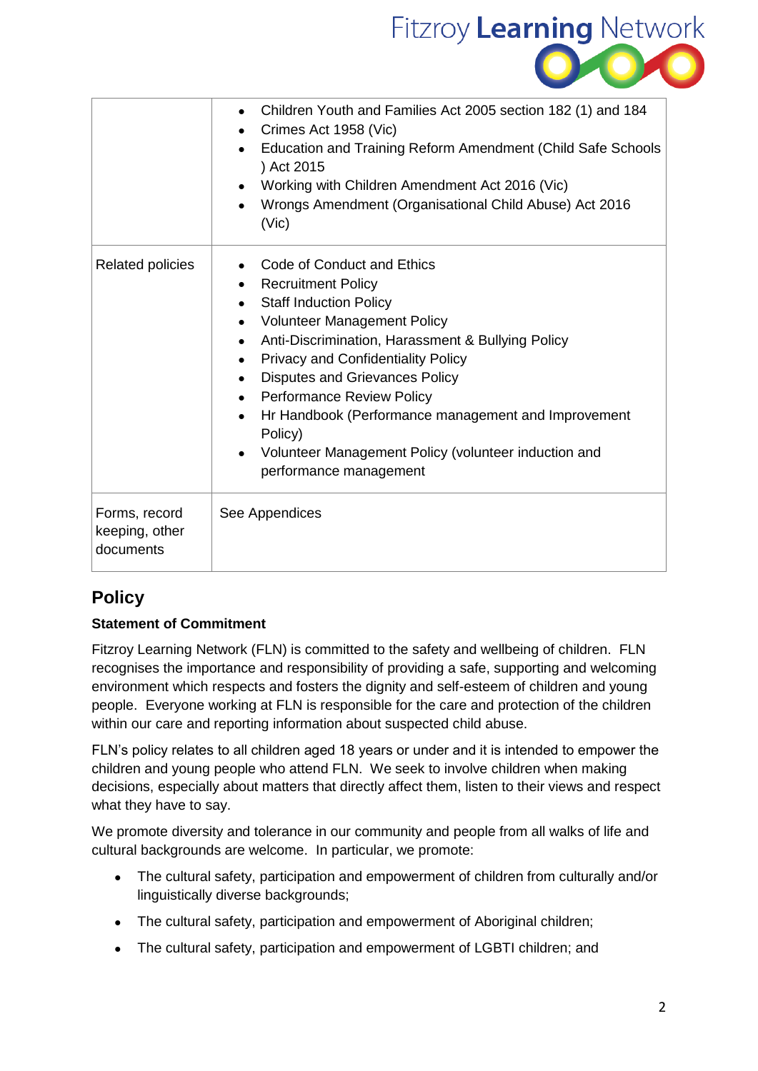| | |
|---|---|
| | • Children Youth and Families Act 2005 section 182 (1) and 184<br>• Crimes Act 1958 (Vic)<br>• Education and Training Reform Amendment (Child Safe Schools ) Act 2015<br>• Working with Children Amendment Act 2016 (Vic)<br>• Wrongs Amendment (Organisational Child Abuse) Act 2016 (Vic) |
| Related policies | • Code of Conduct and Ethics<br>• Recruitment Policy<br>• Staff Induction Policy<br>• Volunteer Management Policy<br>• Anti-Discrimination, Harassment & Bullying Policy<br>• Privacy and Confidentiality Policy<br>• Disputes and Grievances Policy<br>• Performance Review Policy<br>• Hr Handbook (Performance management and Improvement Policy)<br>• Volunteer Management Policy (volunteer induction and performance management |
| Forms, record keeping, other documents | See Appendices |

## Policy

**Statement of Commitment**

Fitzroy Learning Network (FLN) is committed to the safety and wellbeing of children. FLN recognises the importance and responsibility of providing a safe, supporting and welcoming environment which respects and fosters the dignity and self-esteem of children and young people. Everyone working at FLN is responsible for the care and protection of the children within our care and reporting information about suspected child abuse.

FLN's policy relates to all children aged 18 years or under and it is intended to empower the children and young people who attend FLN. We seek to involve children when making decisions, especially about matters that directly affect them, listen to their views and respect what they have to say.

We promote diversity and tolerance in our community and people from all walks of life and cultural backgrounds are welcome. In particular, we promote:

- The cultural safety, participation and empowerment of children from culturally and/or linguistically diverse backgrounds;
- The cultural safety, participation and empowerment of Aboriginal children;
- The cultural safety, participation and empowerment of LGBTI children; and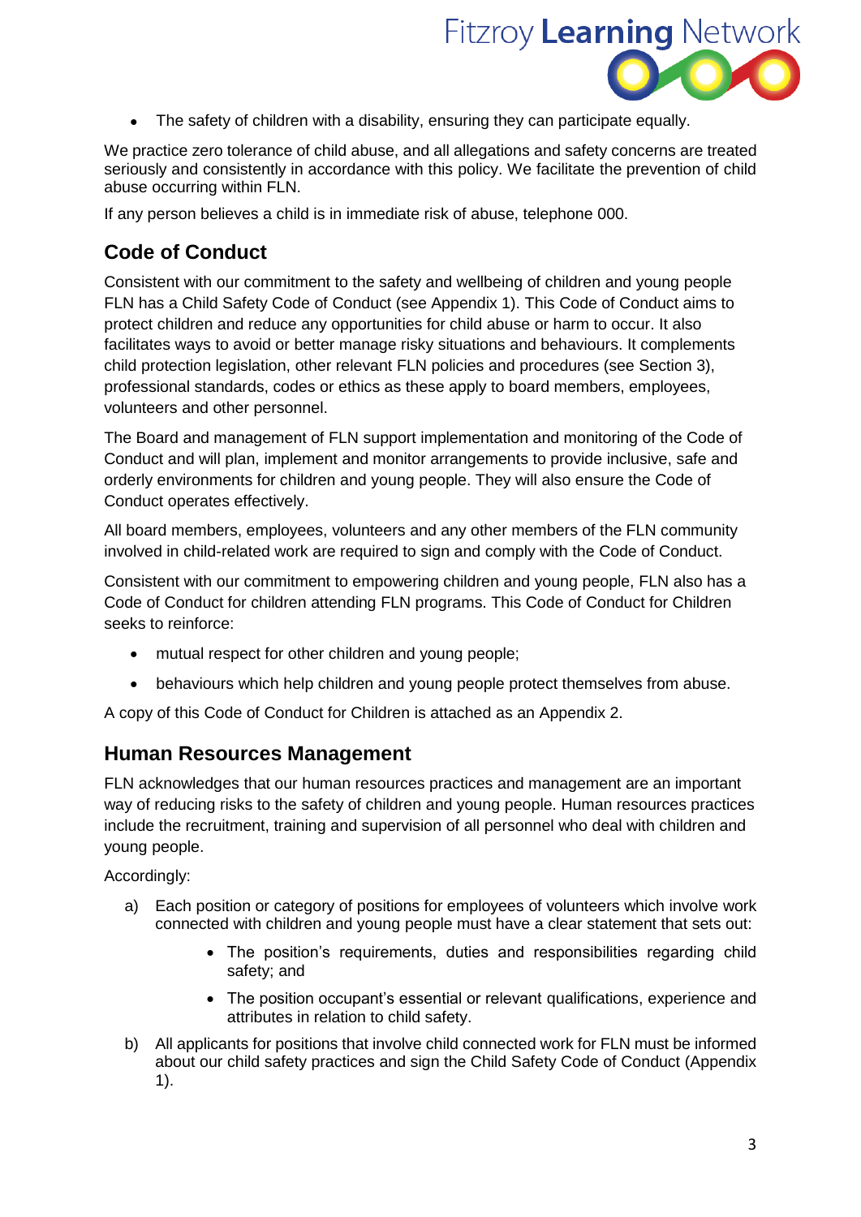- The safety of children with a disability, ensuring they can participate equally.

We practice zero tolerance of child abuse, and all allegations and safety concerns are treated seriously and consistently in accordance with this policy. We facilitate the prevention of child abuse occurring within FLN.

If any person believes a child is in immediate risk of abuse, telephone 000.

## Code of Conduct

Consistent with our commitment to the safety and wellbeing of children and young people FLN has a Child Safety Code of Conduct (see Appendix 1). This Code of Conduct aims to protect children and reduce any opportunities for child abuse or harm to occur. It also facilitates ways to avoid or better manage risky situations and behaviours. It complements child protection legislation, other relevant FLN policies and procedures (see Section 3), professional standards, codes or ethics as these apply to board members, employees, volunteers and other personnel.

The Board and management of FLN support implementation and monitoring of the Code of Conduct and will plan, implement and monitor arrangements to provide inclusive, safe and orderly environments for children and young people. They will also ensure the Code of Conduct operates effectively.

All board members, employees, volunteers and any other members of the FLN community involved in child-related work are required to sign and comply with the Code of Conduct.

Consistent with our commitment to empowering children and young people, FLN also has a Code of Conduct for children attending FLN programs. This Code of Conduct for Children seeks to reinforce:

- mutual respect for other children and young people;
- behaviours which help children and young people protect themselves from abuse.

A copy of this Code of Conduct for Children is attached as an Appendix 2.

## Human Resources Management

FLN acknowledges that our human resources practices and management are an important way of reducing risks to the safety of children and young people. Human resources practices include the recruitment, training and supervision of all personnel who deal with children and young people.

Accordingly:

a) Each position or category of positions for employees of volunteers which involve work connected with children and young people must have a clear statement that sets out:
   - The position's requirements, duties and responsibilities regarding child safety; and
   - The position occupant's essential or relevant qualifications, experience and attributes in relation to child safety.

b) All applicants for positions that involve child connected work for FLN must be informed about our child safety practices and sign the Child Safety Code of Conduct (Appendix 1).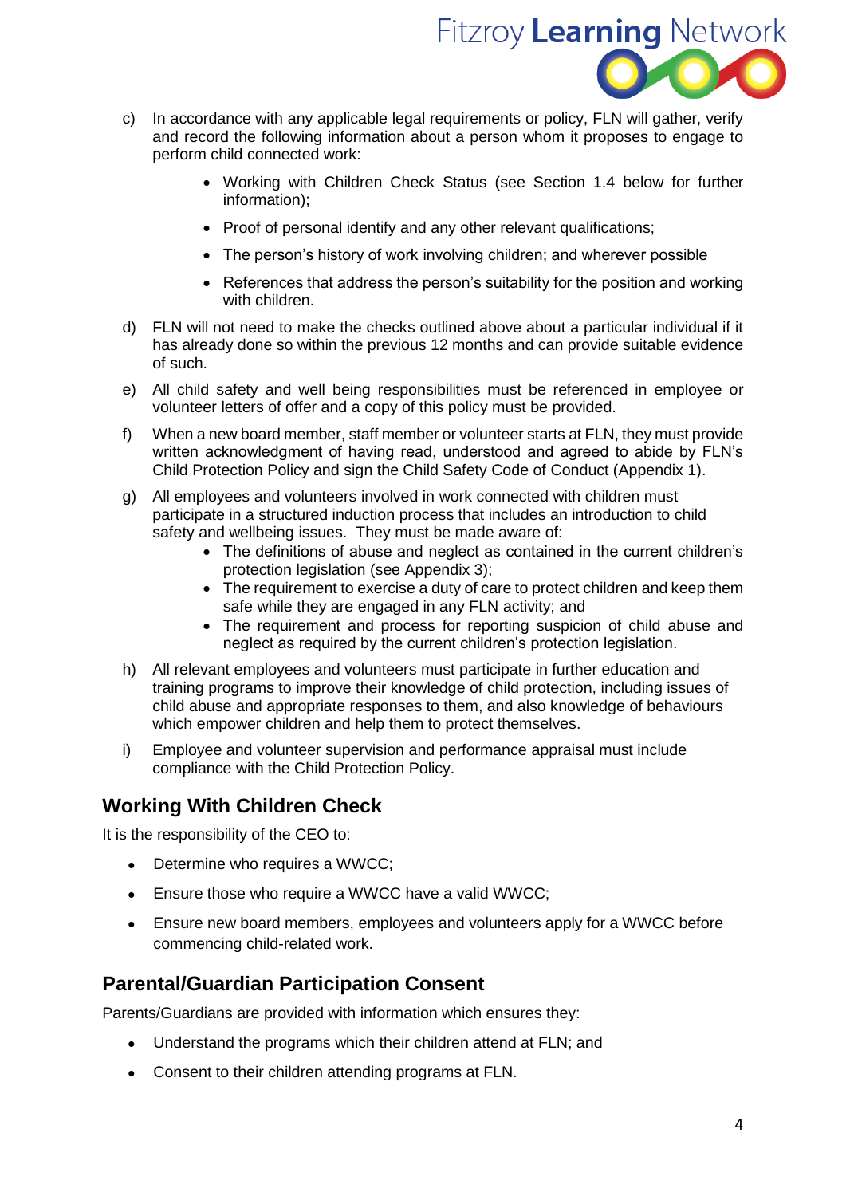c) In accordance with any applicable legal requirements or policy, FLN will gather, verify and record the following information about a person whom it proposes to engage to perform child connected work:

   - Working with Children Check Status (see Section 1.4 below for further information);
   - Proof of personal identify and any other relevant qualifications;
   - The person's history of work involving children; and wherever possible
   - References that address the person's suitability for the position and working with children.

d) FLN will not need to make the checks outlined above about a particular individual if it has already done so within the previous 12 months and can provide suitable evidence of such.

e) All child safety and well being responsibilities must be referenced in employee or volunteer letters of offer and a copy of this policy must be provided.

f) When a new board member, staff member or volunteer starts at FLN, they must provide written acknowledgment of having read, understood and agreed to abide by FLN's Child Protection Policy and sign the Child Safety Code of Conduct (Appendix 1).

g) All employees and volunteers involved in work connected with children must participate in a structured induction process that includes an introduction to child safety and wellbeing issues. They must be made aware of:
   - The definitions of abuse and neglect as contained in the current children's protection legislation (see Appendix 3);
   - The requirement to exercise a duty of care to protect children and keep them safe while they are engaged in any FLN activity; and
   - The requirement and process for reporting suspicion of child abuse and neglect as required by the current children's protection legislation.

h) All relevant employees and volunteers must participate in further education and training programs to improve their knowledge of child protection, including issues of child abuse and appropriate responses to them, and also knowledge of behaviours which empower children and help them to protect themselves.

i) Employee and volunteer supervision and performance appraisal must include compliance with the Child Protection Policy.

## Working With Children Check

It is the responsibility of the CEO to:

- Determine who requires a WWCC;
- Ensure those who require a WWCC have a valid WWCC;
- Ensure new board members, employees and volunteers apply for a WWCC before commencing child-related work.

## Parental/Guardian Participation Consent

Parents/Guardians are provided with information which ensures they:

- Understand the programs which their children attend at FLN; and
- Consent to their children attending programs at FLN.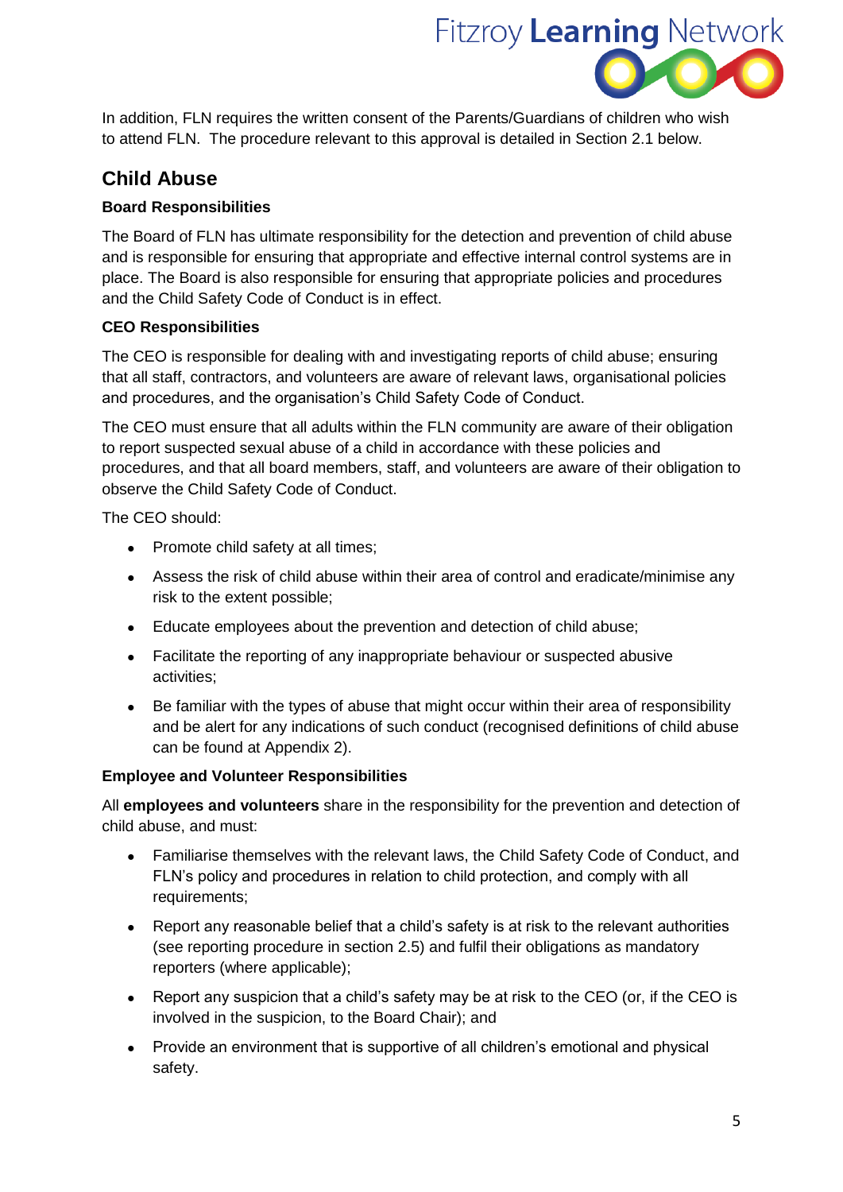In addition, FLN requires the written consent of the Parents/Guardians of children who wish to attend FLN. The procedure relevant to this approval is detailed in Section 2.1 below.

## Child Abuse

### Board Responsibilities

The Board of FLN has ultimate responsibility for the detection and prevention of child abuse and is responsible for ensuring that appropriate and effective internal control systems are in place. The Board is also responsible for ensuring that appropriate policies and procedures and the Child Safety Code of Conduct is in effect.

### CEO Responsibilities

The CEO is responsible for dealing with and investigating reports of child abuse; ensuring that all staff, contractors, and volunteers are aware of relevant laws, organisational policies and procedures, and the organisation's Child Safety Code of Conduct.

The CEO must ensure that all adults within the FLN community are aware of their obligation to report suspected sexual abuse of a child in accordance with these policies and procedures, and that all board members, staff, and volunteers are aware of their obligation to observe the Child Safety Code of Conduct.

The CEO should:

- Promote child safety at all times;
- Assess the risk of child abuse within their area of control and eradicate/minimise any risk to the extent possible;
- Educate employees about the prevention and detection of child abuse;
- Facilitate the reporting of any inappropriate behaviour or suspected abusive activities;
- Be familiar with the types of abuse that might occur within their area of responsibility and be alert for any indications of such conduct (recognised definitions of child abuse can be found at Appendix 2).

### Employee and Volunteer Responsibilities

All **employees and volunteers** share in the responsibility for the prevention and detection of child abuse, and must:

- Familiarise themselves with the relevant laws, the Child Safety Code of Conduct, and FLN's policy and procedures in relation to child protection, and comply with all requirements;
- Report any reasonable belief that a child's safety is at risk to the relevant authorities (see reporting procedure in section 2.5) and fulfil their obligations as mandatory reporters (where applicable);
- Report any suspicion that a child's safety may be at risk to the CEO (or, if the CEO is involved in the suspicion, to the Board Chair); and
- Provide an environment that is supportive of all children's emotional and physical safety.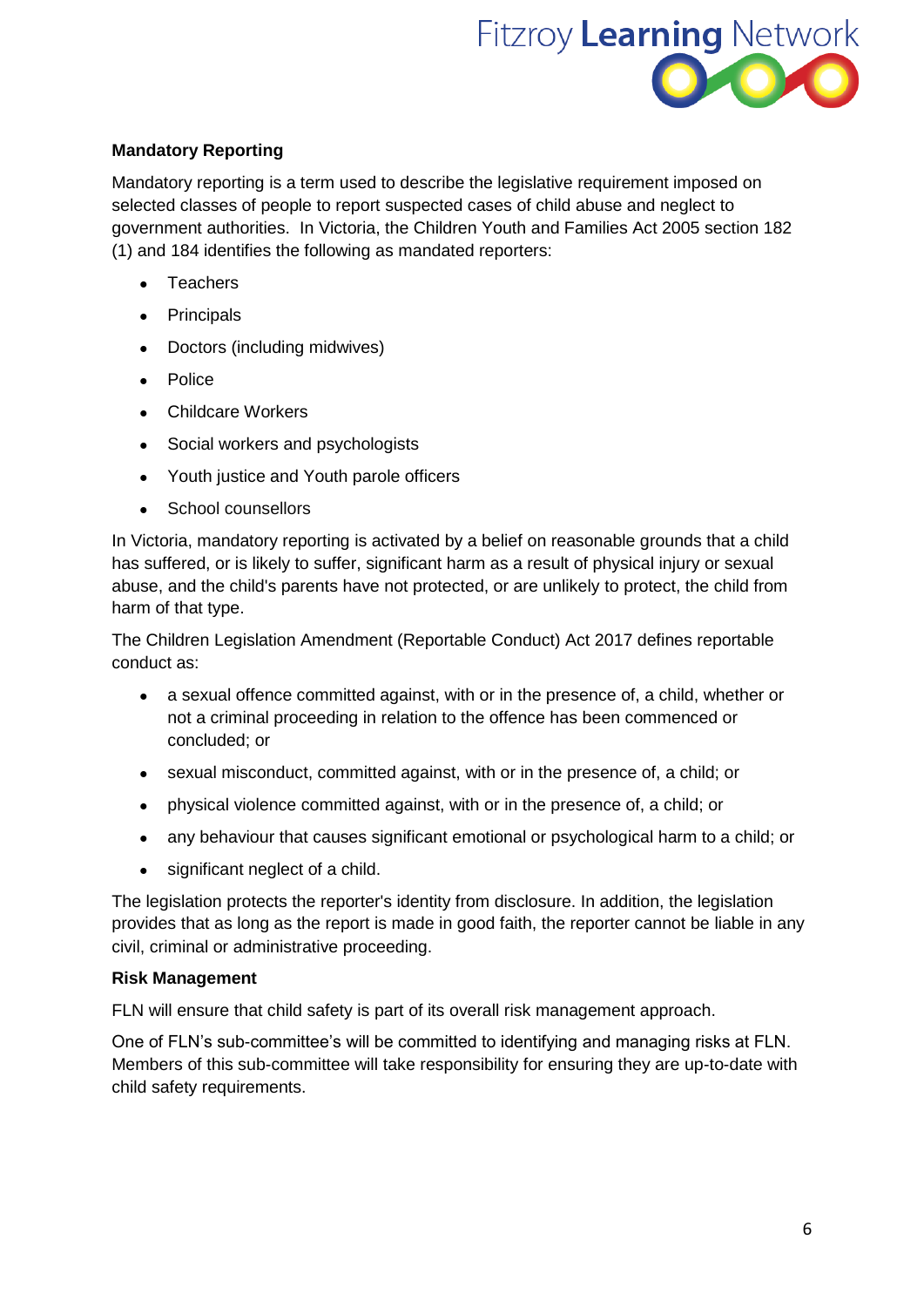**Mandatory Reporting**

Mandatory reporting is a term used to describe the legislative requirement imposed on selected classes of people to report suspected cases of child abuse and neglect to government authorities. In Victoria, the Children Youth and Families Act 2005 section 182 (1) and 184 identifies the following as mandated reporters:

- Teachers
- Principals
- Doctors (including midwives)
- Police
- Childcare Workers
- Social workers and psychologists
- Youth justice and Youth parole officers
- School counsellors

In Victoria, mandatory reporting is activated by a belief on reasonable grounds that a child has suffered, or is likely to suffer, significant harm as a result of physical injury or sexual abuse, and the child's parents have not protected, or are unlikely to protect, the child from harm of that type.

The Children Legislation Amendment (Reportable Conduct) Act 2017 defines reportable conduct as:

- a sexual offence committed against, with or in the presence of, a child, whether or not a criminal proceeding in relation to the offence has been commenced or concluded; or
- sexual misconduct, committed against, with or in the presence of, a child; or
- physical violence committed against, with or in the presence of, a child; or
- any behaviour that causes significant emotional or psychological harm to a child; or
- significant neglect of a child.

The legislation protects the reporter's identity from disclosure. In addition, the legislation provides that as long as the report is made in good faith, the reporter cannot be liable in any civil, criminal or administrative proceeding.

**Risk Management**

FLN will ensure that child safety is part of its overall risk management approach.

One of FLN's sub-committee's will be committed to identifying and managing risks at FLN. Members of this sub-committee will take responsibility for ensuring they are up-to-date with child safety requirements.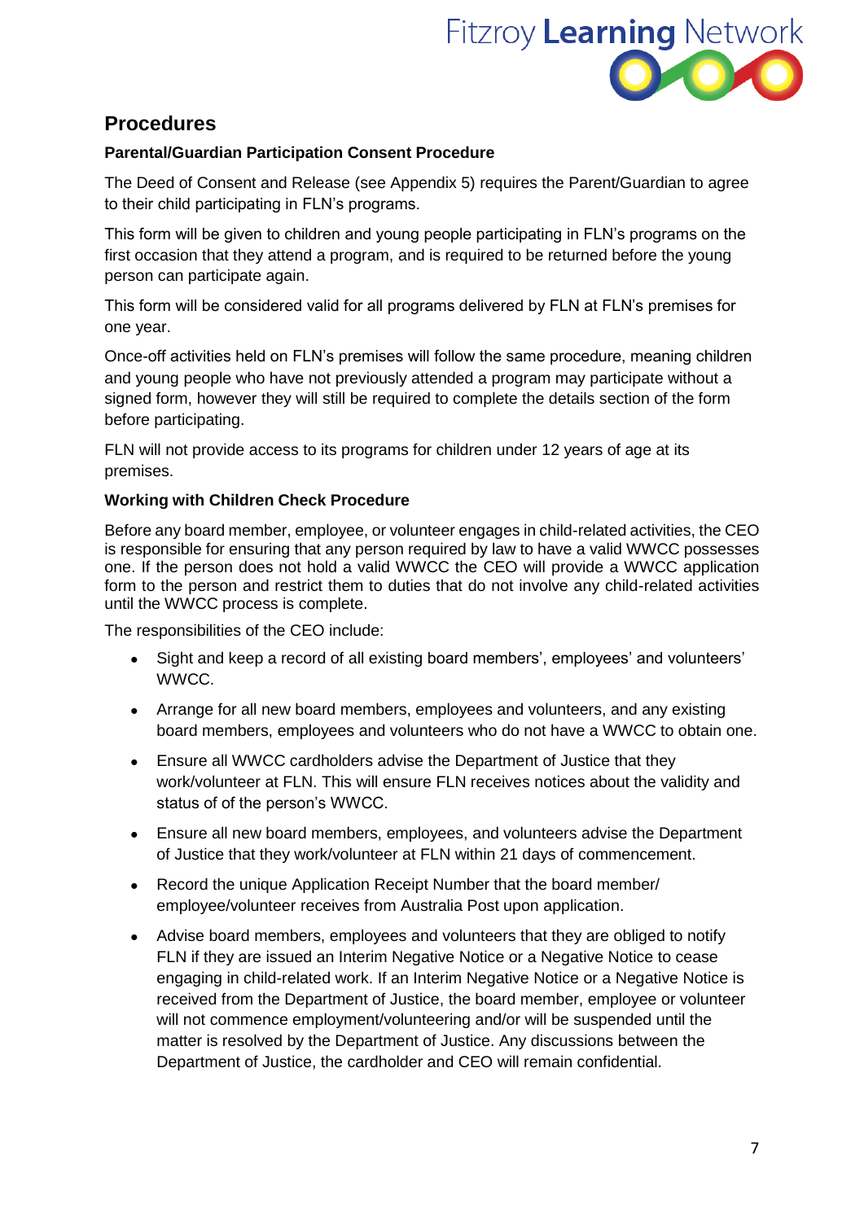## Procedures

**Parental/Guardian Participation Consent Procedure**

The Deed of Consent and Release (see Appendix 5) requires the Parent/Guardian to agree to their child participating in FLN's programs.

This form will be given to children and young people participating in FLN's programs on the first occasion that they attend a program, and is required to be returned before the young person can participate again.

This form will be considered valid for all programs delivered by FLN at FLN's premises for one year.

Once-off activities held on FLN's premises will follow the same procedure, meaning children and young people who have not previously attended a program may participate without a signed form, however they will still be required to complete the details section of the form before participating.

FLN will not provide access to its programs for children under 12 years of age at its premises.

**Working with Children Check Procedure**

Before any board member, employee, or volunteer engages in child-related activities, the CEO is responsible for ensuring that any person required by law to have a valid WWCC possesses one. If the person does not hold a valid WWCC the CEO will provide a WWCC application form to the person and restrict them to duties that do not involve any child-related activities until the WWCC process is complete.

The responsibilities of the CEO include:

- Sight and keep a record of all existing board members', employees' and volunteers' WWCC.
- Arrange for all new board members, employees and volunteers, and any existing board members, employees and volunteers who do not have a WWCC to obtain one.
- Ensure all WWCC cardholders advise the Department of Justice that they work/volunteer at FLN. This will ensure FLN receives notices about the validity and status of of the person's WWCC.
- Ensure all new board members, employees, and volunteers advise the Department of Justice that they work/volunteer at FLN within 21 days of commencement.
- Record the unique Application Receipt Number that the board member/ employee/volunteer receives from Australia Post upon application.
- Advise board members, employees and volunteers that they are obliged to notify FLN if they are issued an Interim Negative Notice or a Negative Notice to cease engaging in child-related work. If an Interim Negative Notice or a Negative Notice is received from the Department of Justice, the board member, employee or volunteer will not commence employment/volunteering and/or will be suspended until the matter is resolved by the Department of Justice. Any discussions between the Department of Justice, the cardholder and CEO will remain confidential.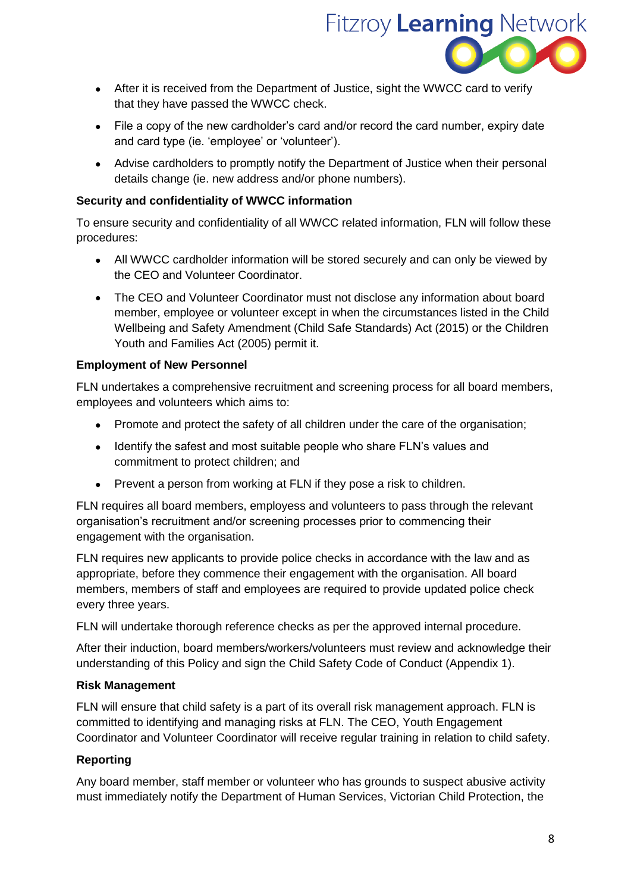- After it is received from the Department of Justice, sight the WWCC card to verify that they have passed the WWCC check.
- File a copy of the new cardholder's card and/or record the card number, expiry date and card type (ie. 'employee' or 'volunteer').
- Advise cardholders to promptly notify the Department of Justice when their personal details change (ie. new address and/or phone numbers).

**Security and confidentiality of WWCC information**

To ensure security and confidentiality of all WWCC related information, FLN will follow these procedures:

- All WWCC cardholder information will be stored securely and can only be viewed by the CEO and Volunteer Coordinator.
- The CEO and Volunteer Coordinator must not disclose any information about board member, employee or volunteer except in when the circumstances listed in the Child Wellbeing and Safety Amendment (Child Safe Standards) Act (2015) or the Children Youth and Families Act (2005) permit it.

**Employment of New Personnel**

FLN undertakes a comprehensive recruitment and screening process for all board members, employees and volunteers which aims to:

- Promote and protect the safety of all children under the care of the organisation;
- Identify the safest and most suitable people who share FLN's values and commitment to protect children; and
- Prevent a person from working at FLN if they pose a risk to children.

FLN requires all board members, employess and volunteers to pass through the relevant organisation's recruitment and/or screening processes prior to commencing their engagement with the organisation.

FLN requires new applicants to provide police checks in accordance with the law and as appropriate, before they commence their engagement with the organisation. All board members, members of staff and employees are required to provide updated police check every three years.

FLN will undertake thorough reference checks as per the approved internal procedure.

After their induction, board members/workers/volunteers must review and acknowledge their understanding of this Policy and sign the Child Safety Code of Conduct (Appendix 1).

**Risk Management**

FLN will ensure that child safety is a part of its overall risk management approach. FLN is committed to identifying and managing risks at FLN. The CEO, Youth Engagement Coordinator and Volunteer Coordinator will receive regular training in relation to child safety.

**Reporting**

Any board member, staff member or volunteer who has grounds to suspect abusive activity must immediately notify the Department of Human Services, Victorian Child Protection, the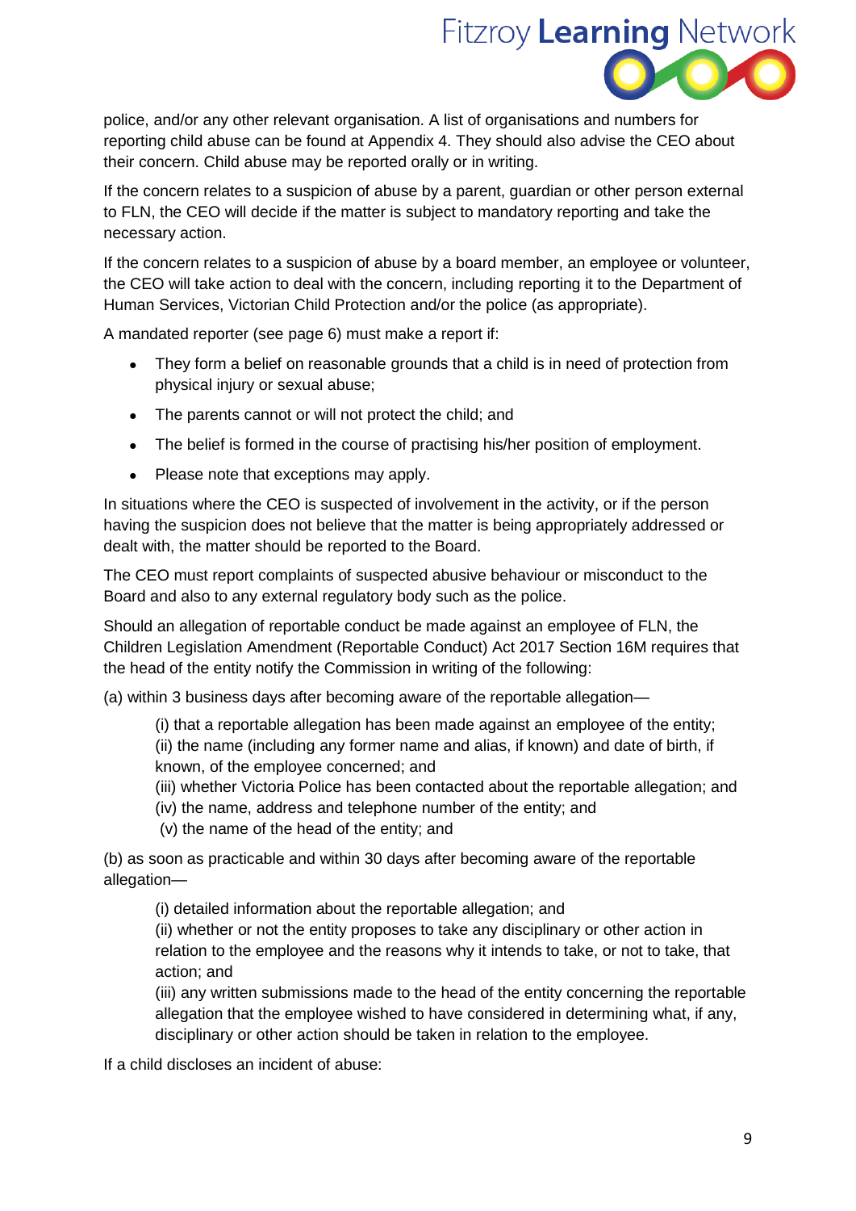police, and/or any other relevant organisation. A list of organisations and numbers for reporting child abuse can be found at Appendix 4. They should also advise the CEO about their concern. Child abuse may be reported orally or in writing.

If the concern relates to a suspicion of abuse by a parent, guardian or other person external to FLN, the CEO will decide if the matter is subject to mandatory reporting and take the necessary action.

If the concern relates to a suspicion of abuse by a board member, an employee or volunteer, the CEO will take action to deal with the concern, including reporting it to the Department of Human Services, Victorian Child Protection and/or the police (as appropriate).

A mandated reporter (see page 6) must make a report if:

- They form a belief on reasonable grounds that a child is in need of protection from physical injury or sexual abuse;
- The parents cannot or will not protect the child; and
- The belief is formed in the course of practising his/her position of employment.
- Please note that exceptions may apply.

In situations where the CEO is suspected of involvement in the activity, or if the person having the suspicion does not believe that the matter is being appropriately addressed or dealt with, the matter should be reported to the Board.

The CEO must report complaints of suspected abusive behaviour or misconduct to the Board and also to any external regulatory body such as the police.

Should an allegation of reportable conduct be made against an employee of FLN, the Children Legislation Amendment (Reportable Conduct) Act 2017 Section 16M requires that the head of the entity notify the Commission in writing of the following:

(a) within 3 business days after becoming aware of the reportable allegation—

> (i) that a reportable allegation has been made against an employee of the entity;
> (ii) the name (including any former name and alias, if known) and date of birth, if known, of the employee concerned; and
> (iii) whether Victoria Police has been contacted about the reportable allegation; and
> (iv) the name, address and telephone number of the entity; and
> (v) the name of the head of the entity; and

(b) as soon as practicable and within 30 days after becoming aware of the reportable allegation—

> (i) detailed information about the reportable allegation; and
> (ii) whether or not the entity proposes to take any disciplinary or other action in relation to the employee and the reasons why it intends to take, or not to take, that action; and
> (iii) any written submissions made to the head of the entity concerning the reportable allegation that the employee wished to have considered in determining what, if any, disciplinary or other action should be taken in relation to the employee.

If a child discloses an incident of abuse: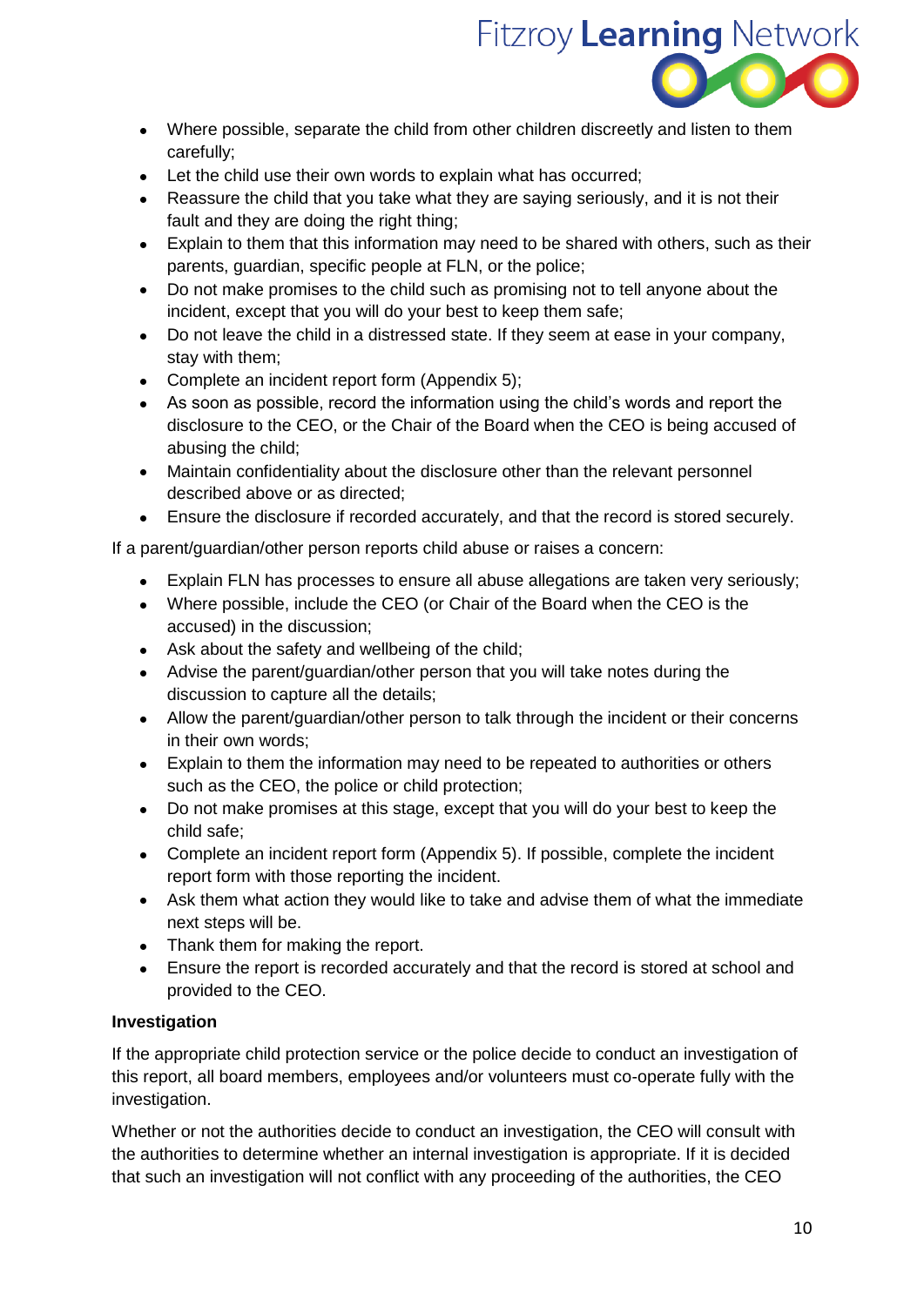- Where possible, separate the child from other children discreetly and listen to them carefully;
- Let the child use their own words to explain what has occurred;
- Reassure the child that you take what they are saying seriously, and it is not their fault and they are doing the right thing;
- Explain to them that this information may need to be shared with others, such as their parents, guardian, specific people at FLN, or the police;
- Do not make promises to the child such as promising not to tell anyone about the incident, except that you will do your best to keep them safe;
- Do not leave the child in a distressed state. If they seem at ease in your company, stay with them;
- Complete an incident report form (Appendix 5);
- As soon as possible, record the information using the child's words and report the disclosure to the CEO, or the Chair of the Board when the CEO is being accused of abusing the child;
- Maintain confidentiality about the disclosure other than the relevant personnel described above or as directed;
- Ensure the disclosure if recorded accurately, and that the record is stored securely.

If a parent/guardian/other person reports child abuse or raises a concern:

- Explain FLN has processes to ensure all abuse allegations are taken very seriously;
- Where possible, include the CEO (or Chair of the Board when the CEO is the accused) in the discussion;
- Ask about the safety and wellbeing of the child;
- Advise the parent/guardian/other person that you will take notes during the discussion to capture all the details;
- Allow the parent/guardian/other person to talk through the incident or their concerns in their own words;
- Explain to them the information may need to be repeated to authorities or others such as the CEO, the police or child protection;
- Do not make promises at this stage, except that you will do your best to keep the child safe;
- Complete an incident report form (Appendix 5). If possible, complete the incident report form with those reporting the incident.
- Ask them what action they would like to take and advise them of what the immediate next steps will be.
- Thank them for making the report.
- Ensure the report is recorded accurately and that the record is stored at school and provided to the CEO.

**Investigation**

If the appropriate child protection service or the police decide to conduct an investigation of this report, all board members, employees and/or volunteers must co-operate fully with the investigation.

Whether or not the authorities decide to conduct an investigation, the CEO will consult with the authorities to determine whether an internal investigation is appropriate. If it is decided that such an investigation will not conflict with any proceeding of the authorities, the CEO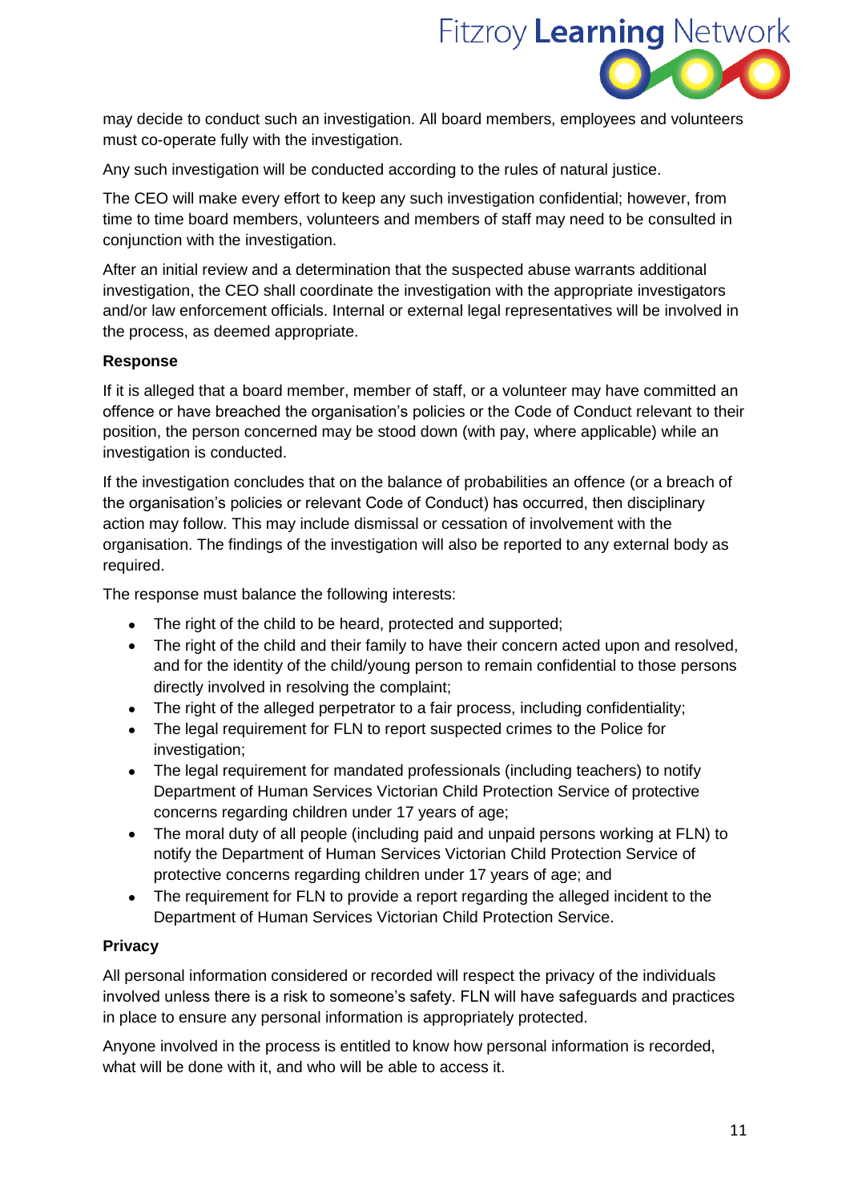may decide to conduct such an investigation. All board members, employees and volunteers must co-operate fully with the investigation.

Any such investigation will be conducted according to the rules of natural justice.

The CEO will make every effort to keep any such investigation confidential; however, from time to time board members, volunteers and members of staff may need to be consulted in conjunction with the investigation.

After an initial review and a determination that the suspected abuse warrants additional investigation, the CEO shall coordinate the investigation with the appropriate investigators and/or law enforcement officials. Internal or external legal representatives will be involved in the process, as deemed appropriate.

**Response**

If it is alleged that a board member, member of staff, or a volunteer may have committed an offence or have breached the organisation's policies or the Code of Conduct relevant to their position, the person concerned may be stood down (with pay, where applicable) while an investigation is conducted.

If the investigation concludes that on the balance of probabilities an offence (or a breach of the organisation's policies or relevant Code of Conduct) has occurred, then disciplinary action may follow. This may include dismissal or cessation of involvement with the organisation. The findings of the investigation will also be reported to any external body as required.

The response must balance the following interests:

- The right of the child to be heard, protected and supported;
- The right of the child and their family to have their concern acted upon and resolved, and for the identity of the child/young person to remain confidential to those persons directly involved in resolving the complaint;
- The right of the alleged perpetrator to a fair process, including confidentiality;
- The legal requirement for FLN to report suspected crimes to the Police for investigation;
- The legal requirement for mandated professionals (including teachers) to notify Department of Human Services Victorian Child Protection Service of protective concerns regarding children under 17 years of age;
- The moral duty of all people (including paid and unpaid persons working at FLN) to notify the Department of Human Services Victorian Child Protection Service of protective concerns regarding children under 17 years of age; and
- The requirement for FLN to provide a report regarding the alleged incident to the Department of Human Services Victorian Child Protection Service.

**Privacy**

All personal information considered or recorded will respect the privacy of the individuals involved unless there is a risk to someone's safety. FLN will have safeguards and practices in place to ensure any personal information is appropriately protected.

Anyone involved in the process is entitled to know how personal information is recorded, what will be done with it, and who will be able to access it.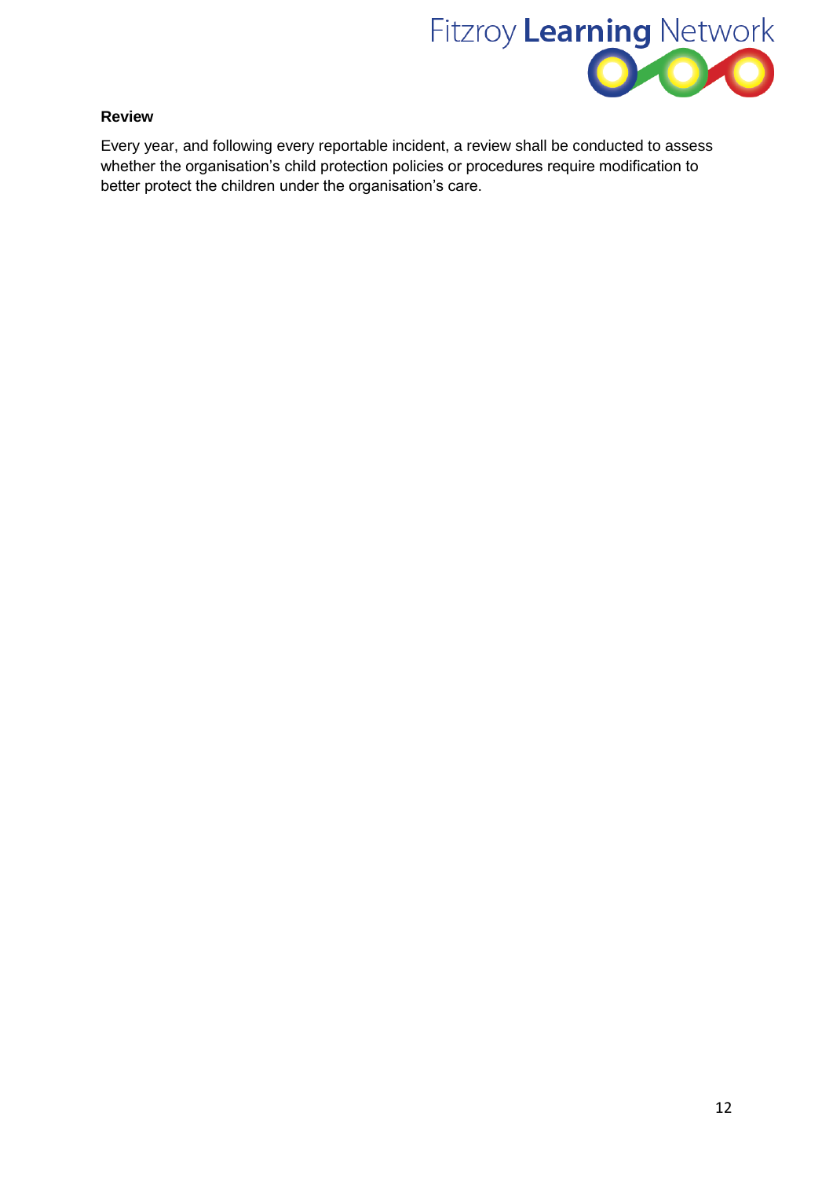**Review**

Every year, and following every reportable incident, a review shall be conducted to assess whether the organisation's child protection policies or procedures require modification to better protect the children under the organisation's care.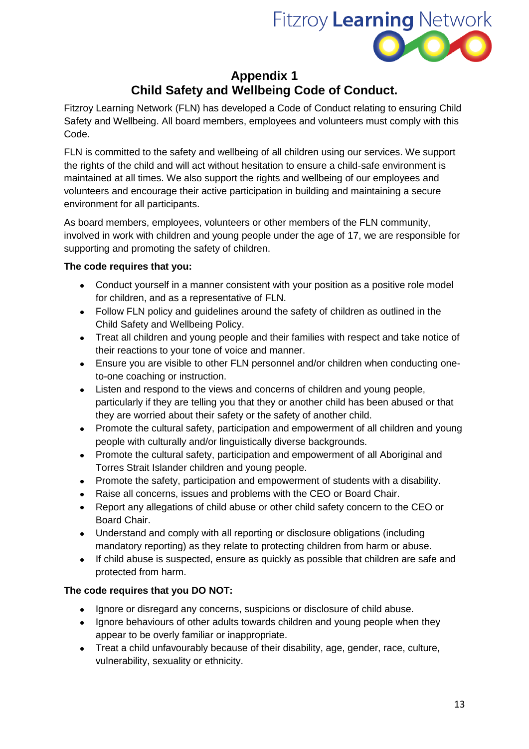# Appendix 1
# Child Safety and Wellbeing Code of Conduct.

Fitzroy Learning Network (FLN) has developed a Code of Conduct relating to ensuring Child Safety and Wellbeing. All board members, employees and volunteers must comply with this Code.

FLN is committed to the safety and wellbeing of all children using our services. We support the rights of the child and will act without hesitation to ensure a child-safe environment is maintained at all times. We also support the rights and wellbeing of our employees and volunteers and encourage their active participation in building and maintaining a secure environment for all participants.

As board members, employees, volunteers or other members of the FLN community, involved in work with children and young people under the age of 17, we are responsible for supporting and promoting the safety of children.

**The code requires that you:**

- Conduct yourself in a manner consistent with your position as a positive role model for children, and as a representative of FLN.
- Follow FLN policy and guidelines around the safety of children as outlined in the Child Safety and Wellbeing Policy.
- Treat all children and young people and their families with respect and take notice of their reactions to your tone of voice and manner.
- Ensure you are visible to other FLN personnel and/or children when conducting one-to-one coaching or instruction.
- Listen and respond to the views and concerns of children and young people, particularly if they are telling you that they or another child has been abused or that they are worried about their safety or the safety of another child.
- Promote the cultural safety, participation and empowerment of all children and young people with culturally and/or linguistically diverse backgrounds.
- Promote the cultural safety, participation and empowerment of all Aboriginal and Torres Strait Islander children and young people.
- Promote the safety, participation and empowerment of students with a disability.
- Raise all concerns, issues and problems with the CEO or Board Chair.
- Report any allegations of child abuse or other child safety concern to the CEO or Board Chair.
- Understand and comply with all reporting or disclosure obligations (including mandatory reporting) as they relate to protecting children from harm or abuse.
- If child abuse is suspected, ensure as quickly as possible that children are safe and protected from harm.

**The code requires that you DO NOT:**

- Ignore or disregard any concerns, suspicions or disclosure of child abuse.
- Ignore behaviours of other adults towards children and young people when they appear to be overly familiar or inappropriate.
- Treat a child unfavourably because of their disability, age, gender, race, culture, vulnerability, sexuality or ethnicity.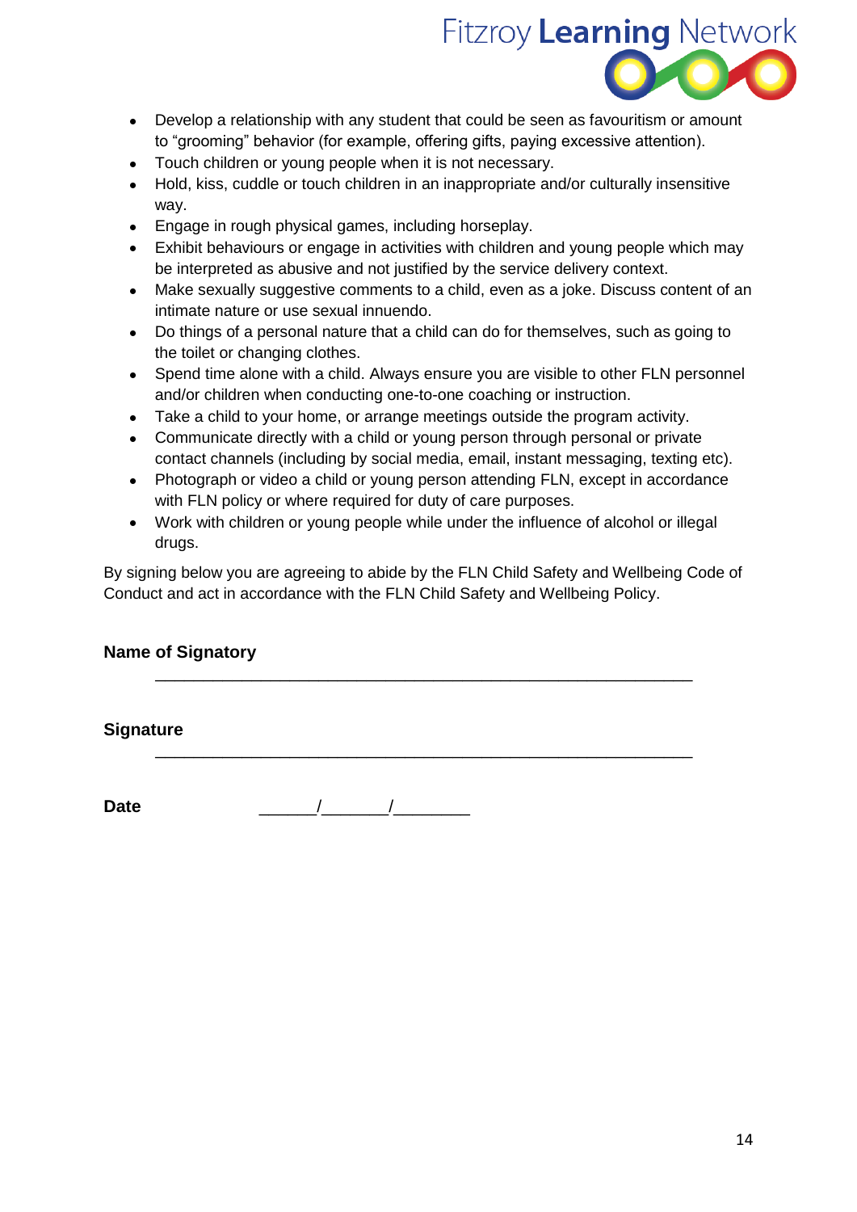- Develop a relationship with any student that could be seen as favouritism or amount to "grooming" behavior (for example, offering gifts, paying excessive attention).
- Touch children or young people when it is not necessary.
- Hold, kiss, cuddle or touch children in an inappropriate and/or culturally insensitive way.
- Engage in rough physical games, including horseplay.
- Exhibit behaviours or engage in activities with children and young people which may be interpreted as abusive and not justified by the service delivery context.
- Make sexually suggestive comments to a child, even as a joke. Discuss content of an intimate nature or use sexual innuendo.
- Do things of a personal nature that a child can do for themselves, such as going to the toilet or changing clothes.
- Spend time alone with a child. Always ensure you are visible to other FLN personnel and/or children when conducting one-to-one coaching or instruction.
- Take a child to your home, or arrange meetings outside the program activity.
- Communicate directly with a child or young person through personal or private contact channels (including by social media, email, instant messaging, texting etc).
- Photograph or video a child or young person attending FLN, except in accordance with FLN policy or where required for duty of care purposes.
- Work with children or young people while under the influence of alcohol or illegal drugs.

By signing below you are agreeing to abide by the FLN Child Safety and Wellbeing Code of Conduct and act in accordance with the FLN Child Safety and Wellbeing Policy.

**Name of Signatory**

\_\_\_\_\_\_\_\_\_\_\_\_\_\_\_\_\_\_\_\_\_\_\_\_\_\_\_\_\_\_\_\_\_\_\_\_\_\_\_\_\_\_\_\_\_\_\_\_\_\_\_\_\_\_\_\_

**Signature**

\_\_\_\_\_\_\_\_\_\_\_\_\_\_\_\_\_\_\_\_\_\_\_\_\_\_\_\_\_\_\_\_\_\_\_\_\_\_\_\_\_\_\_\_\_\_\_\_\_\_\_\_\_\_\_\_

**Date** \_\_\_\_\_\_/\_\_\_\_\_\_\_/\_\_\_\_\_\_\_\_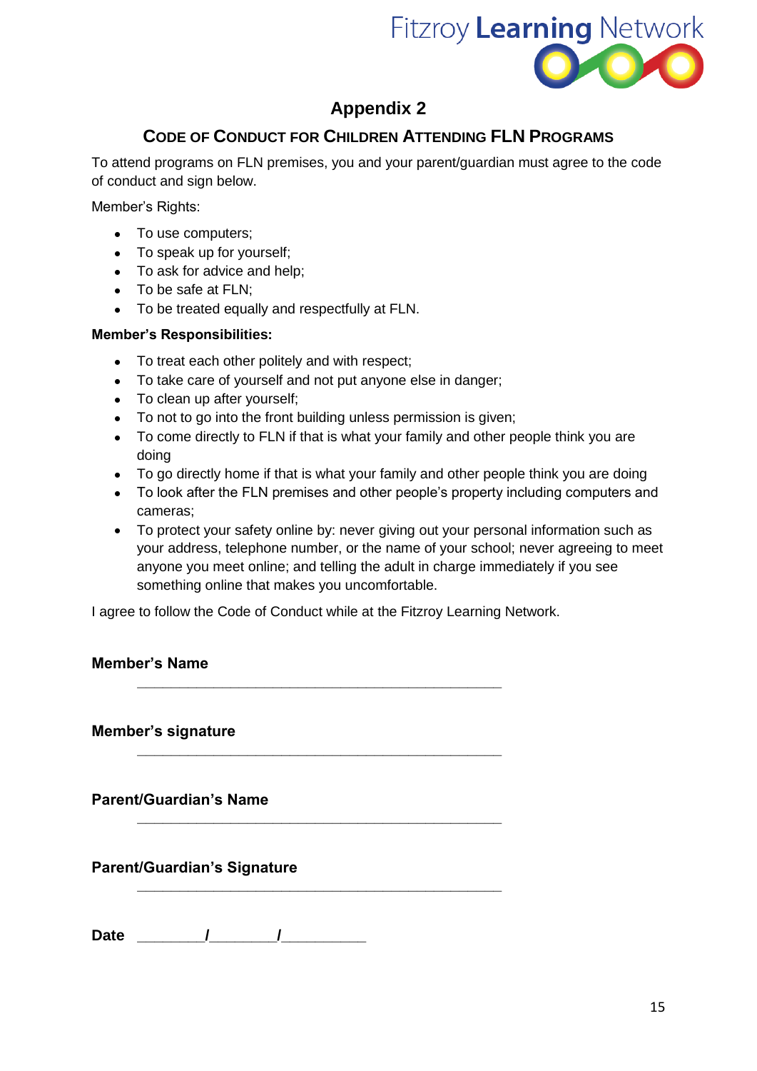## Appendix 2

### Code of Conduct for Children Attending FLN Programs

To attend programs on FLN premises, you and your parent/guardian must agree to the code of conduct and sign below.

Member's Rights:

- To use computers;
- To speak up for yourself;
- To ask for advice and help;
- To be safe at FLN;
- To be treated equally and respectfully at FLN.

**Member's Responsibilities:**

- To treat each other politely and with respect;
- To take care of yourself and not put anyone else in danger;
- To clean up after yourself;
- To not to go into the front building unless permission is given;
- To come directly to FLN if that is what your family and other people think you are doing
- To go directly home if that is what your family and other people think you are doing
- To look after the FLN premises and other people's property including computers and cameras;
- To protect your safety online by: never giving out your personal information such as your address, telephone number, or the name of your school; never agreeing to meet anyone you meet online; and telling the adult in charge immediately if you see something online that makes you uncomfortable.

I agree to follow the Code of Conduct while at the Fitzroy Learning Network.

**Member's Name** ______________________________________________

**Member's signature** ______________________________________________

**Parent/Guardian's Name** ______________________________________________

**Parent/Guardian's Signature** ______________________________________________

**Date** ________/________/__________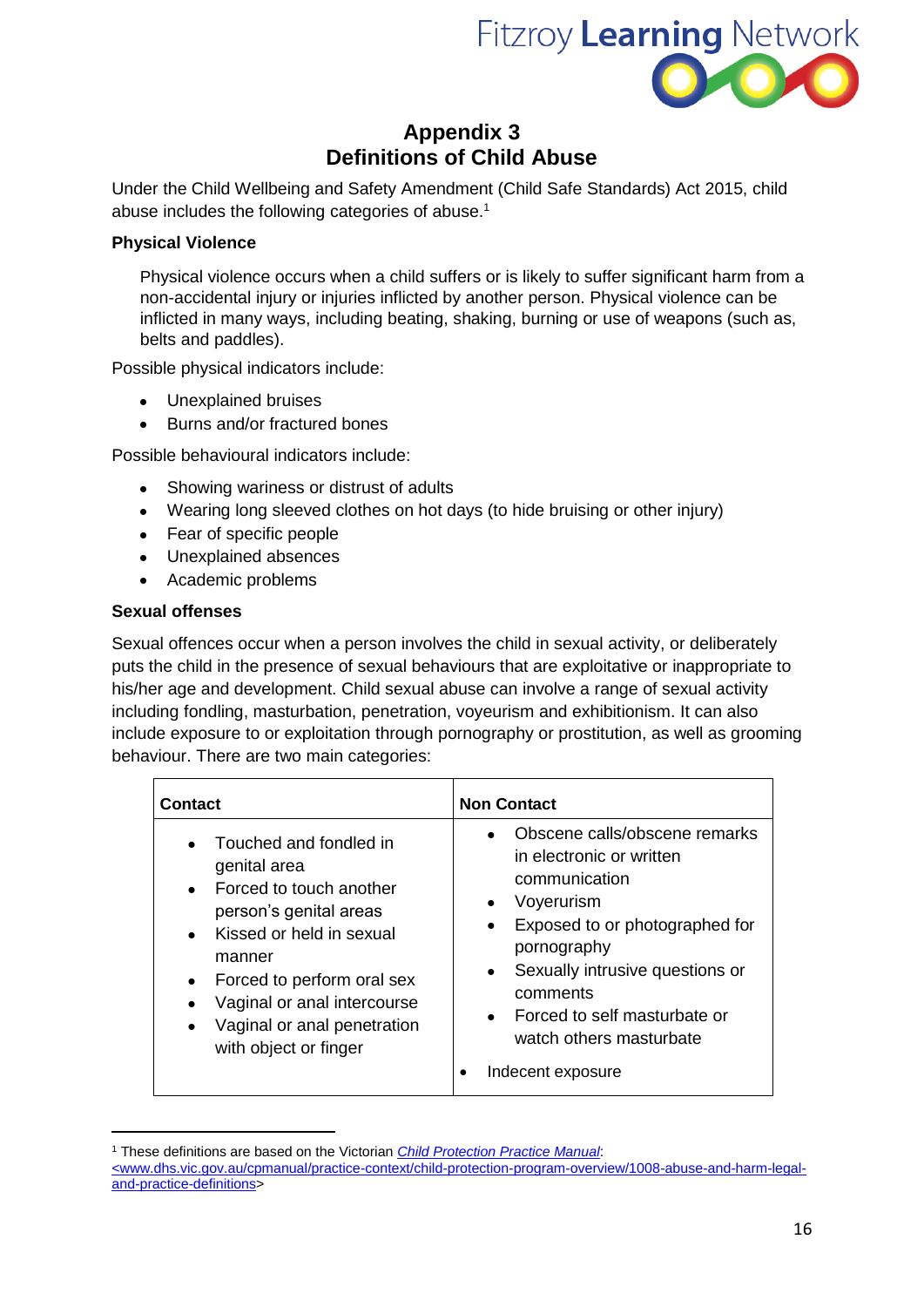# Appendix 3
# Definitions of Child Abuse

Under the Child Wellbeing and Safety Amendment (Child Safe Standards) Act 2015, child abuse includes the following categories of abuse.[1]

**Physical Violence**

Physical violence occurs when a child suffers or is likely to suffer significant harm from a non-accidental injury or injuries inflicted by another person. Physical violence can be inflicted in many ways, including beating, shaking, burning or use of weapons (such as, belts and paddles).

Possible physical indicators include:

- Unexplained bruises
- Burns and/or fractured bones

Possible behavioural indicators include:

- Showing wariness or distrust of adults
- Wearing long sleeved clothes on hot days (to hide bruising or other injury)
- Fear of specific people
- Unexplained absences
- Academic problems

**Sexual offenses**

Sexual offences occur when a person involves the child in sexual activity, or deliberately puts the child in the presence of sexual behaviours that are exploitative or inappropriate to his/her age and development. Child sexual abuse can involve a range of sexual activity including fondling, masturbation, penetration, voyeurism and exhibitionism. It can also include exposure to or exploitation through pornography or prostitution, as well as grooming behaviour. There are two main categories:

| Contact | Non Contact |
| --- | --- |
| • Touched and fondled in genital area<br>• Forced to touch another person's genital areas<br>• Kissed or held in sexual manner<br>• Forced to perform oral sex<br>• Vaginal or anal intercourse<br>• Vaginal or anal penetration with object or finger | • Obscene calls/obscene remarks in electronic or written communication<br>• Voyeurism<br>• Exposed to or photographed for pornography<br>• Sexually intrusive questions or comments<br>• Forced to self masturbate or watch others masturbate<br>• Indecent exposure |

[1] These definitions are based on the Victorian *Child Protection Practice Manual*: <www.dhs.vic.gov.au/cpmanual/practice-context/child-protection-program-overview/1008-abuse-and-harm-legal-and-practice-definitions>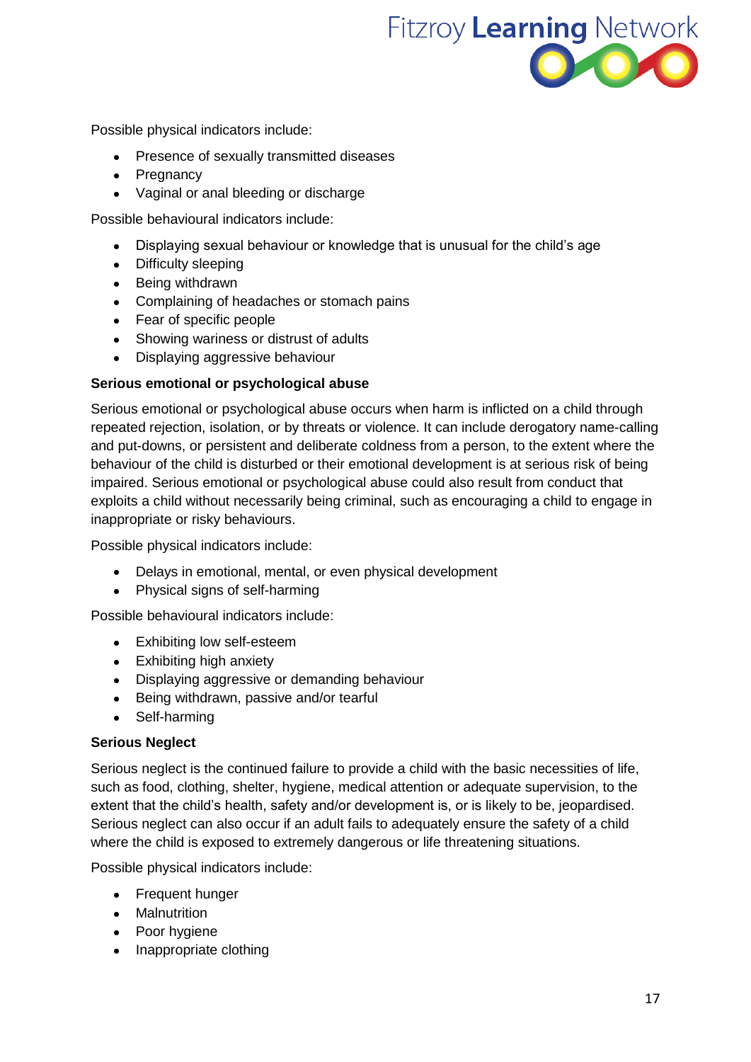Possible physical indicators include:

- Presence of sexually transmitted diseases
- Pregnancy
- Vaginal or anal bleeding or discharge

Possible behavioural indicators include:

- Displaying sexual behaviour or knowledge that is unusual for the child's age
- Difficulty sleeping
- Being withdrawn
- Complaining of headaches or stomach pains
- Fear of specific people
- Showing wariness or distrust of adults
- Displaying aggressive behaviour

**Serious emotional or psychological abuse**

Serious emotional or psychological abuse occurs when harm is inflicted on a child through repeated rejection, isolation, or by threats or violence. It can include derogatory name-calling and put-downs, or persistent and deliberate coldness from a person, to the extent where the behaviour of the child is disturbed or their emotional development is at serious risk of being impaired. Serious emotional or psychological abuse could also result from conduct that exploits a child without necessarily being criminal, such as encouraging a child to engage in inappropriate or risky behaviours.

Possible physical indicators include:

- Delays in emotional, mental, or even physical development
- Physical signs of self-harming

Possible behavioural indicators include:

- Exhibiting low self-esteem
- Exhibiting high anxiety
- Displaying aggressive or demanding behaviour
- Being withdrawn, passive and/or tearful
- Self-harming

**Serious Neglect**

Serious neglect is the continued failure to provide a child with the basic necessities of life, such as food, clothing, shelter, hygiene, medical attention or adequate supervision, to the extent that the child's health, safety and/or development is, or is likely to be, jeopardised. Serious neglect can also occur if an adult fails to adequately ensure the safety of a child where the child is exposed to extremely dangerous or life threatening situations.

Possible physical indicators include:

- Frequent hunger
- Malnutrition
- Poor hygiene
- Inappropriate clothing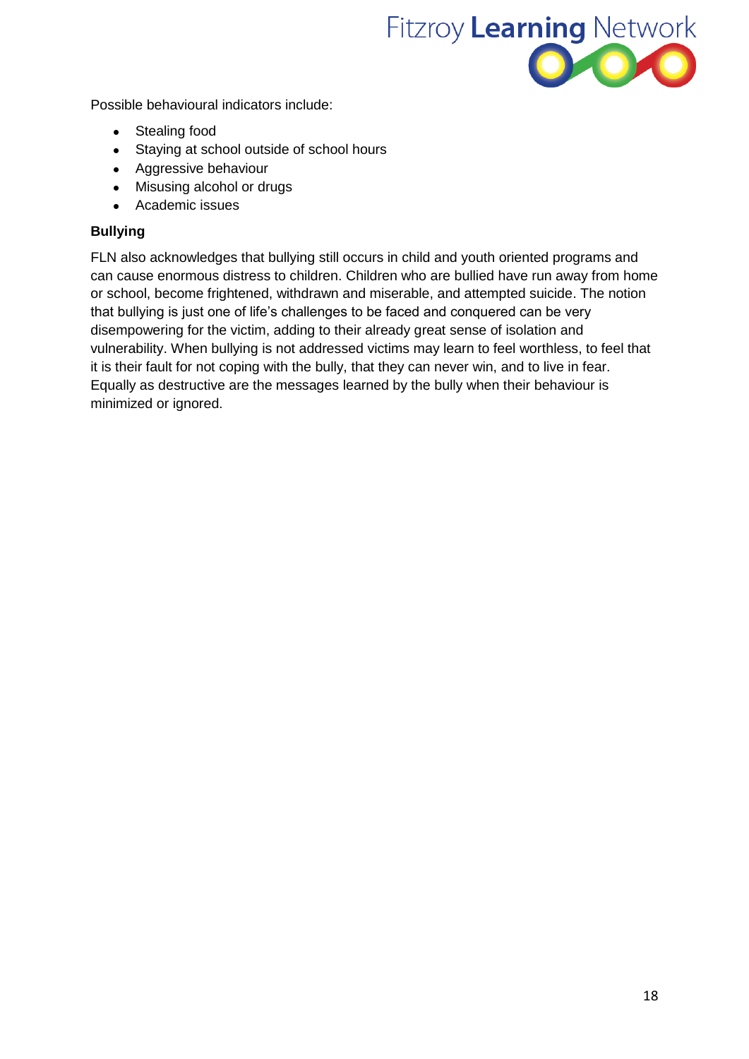Possible behavioural indicators include:

- Stealing food
- Staying at school outside of school hours
- Aggressive behaviour
- Misusing alcohol or drugs
- Academic issues

**Bullying**

FLN also acknowledges that bullying still occurs in child and youth oriented programs and can cause enormous distress to children. Children who are bullied have run away from home or school, become frightened, withdrawn and miserable, and attempted suicide. The notion that bullying is just one of life's challenges to be faced and conquered can be very disempowering for the victim, adding to their already great sense of isolation and vulnerability. When bullying is not addressed victims may learn to feel worthless, to feel that it is their fault for not coping with the bully, that they can never win, and to live in fear. Equally as destructive are the messages learned by the bully when their behaviour is minimized or ignored.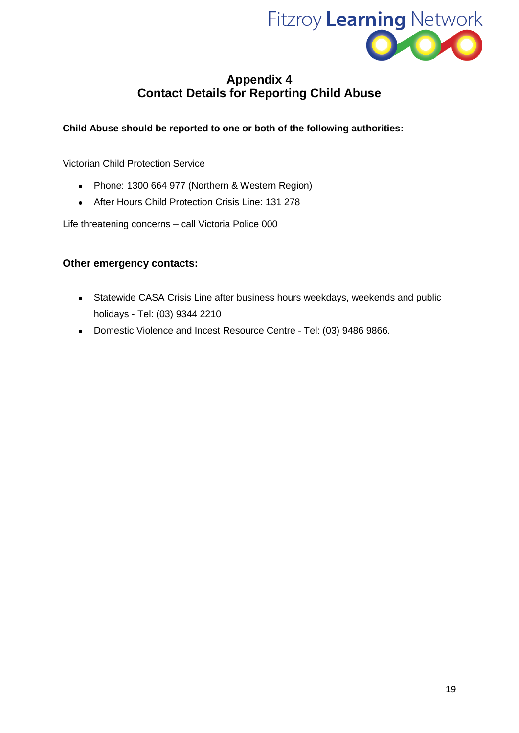# Appendix 4
# Contact Details for Reporting Child Abuse

**Child Abuse should be reported to one or both of the following authorities:**

Victorian Child Protection Service

- Phone: 1300 664 977 (Northern & Western Region)
- After Hours Child Protection Crisis Line: 131 278

Life threatening concerns – call Victoria Police 000

### Other emergency contacts:

- Statewide CASA Crisis Line after business hours weekdays, weekends and public holidays - Tel: (03) 9344 2210
- Domestic Violence and Incest Resource Centre - Tel: (03) 9486 9866.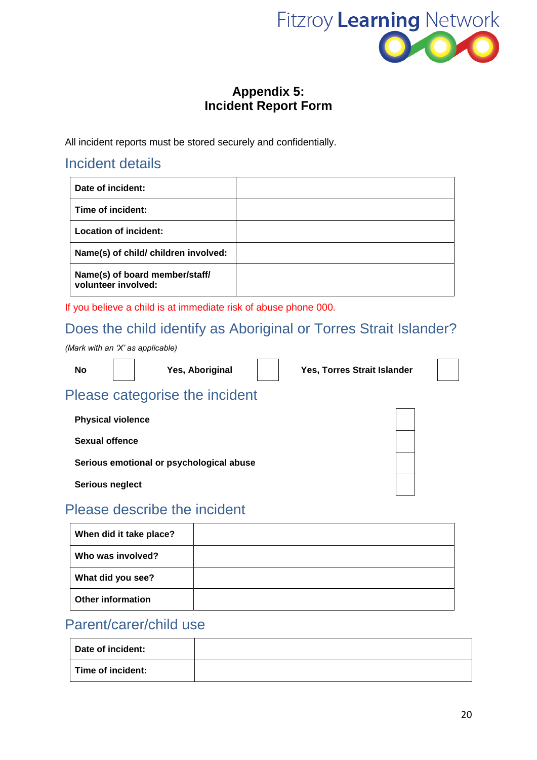# Appendix 5:
# Incident Report Form

All incident reports must be stored securely and confidentially.

## Incident details

| Date of incident: | |
|---|---|
| Time of incident: | |
| Location of incident: | |
| Name(s) of child/ children involved: | |
| Name(s) of board member/staff/ volunteer involved: | |

If you believe a child is at immediate risk of abuse phone 000.

## Does the child identify as Aboriginal or Torres Strait Islander?

*(Mark with an 'X' as applicable)*

| No | | Yes, Aboriginal | | Yes, Torres Strait Islander | |
|---|---|---|---|---|---|

## Please categorise the incident

| | |
|---|---|
| **Physical violence** | |
| **Sexual offence** | |
| **Serious emotional or psychological abuse** | |
| **Serious neglect** | |

## Please describe the incident

| When did it take place? | |
|---|---|
| Who was involved? | |
| What did you see? | |
| Other information | |

## Parent/carer/child use

| Date of incident: | |
|---|---|
| Time of incident: | |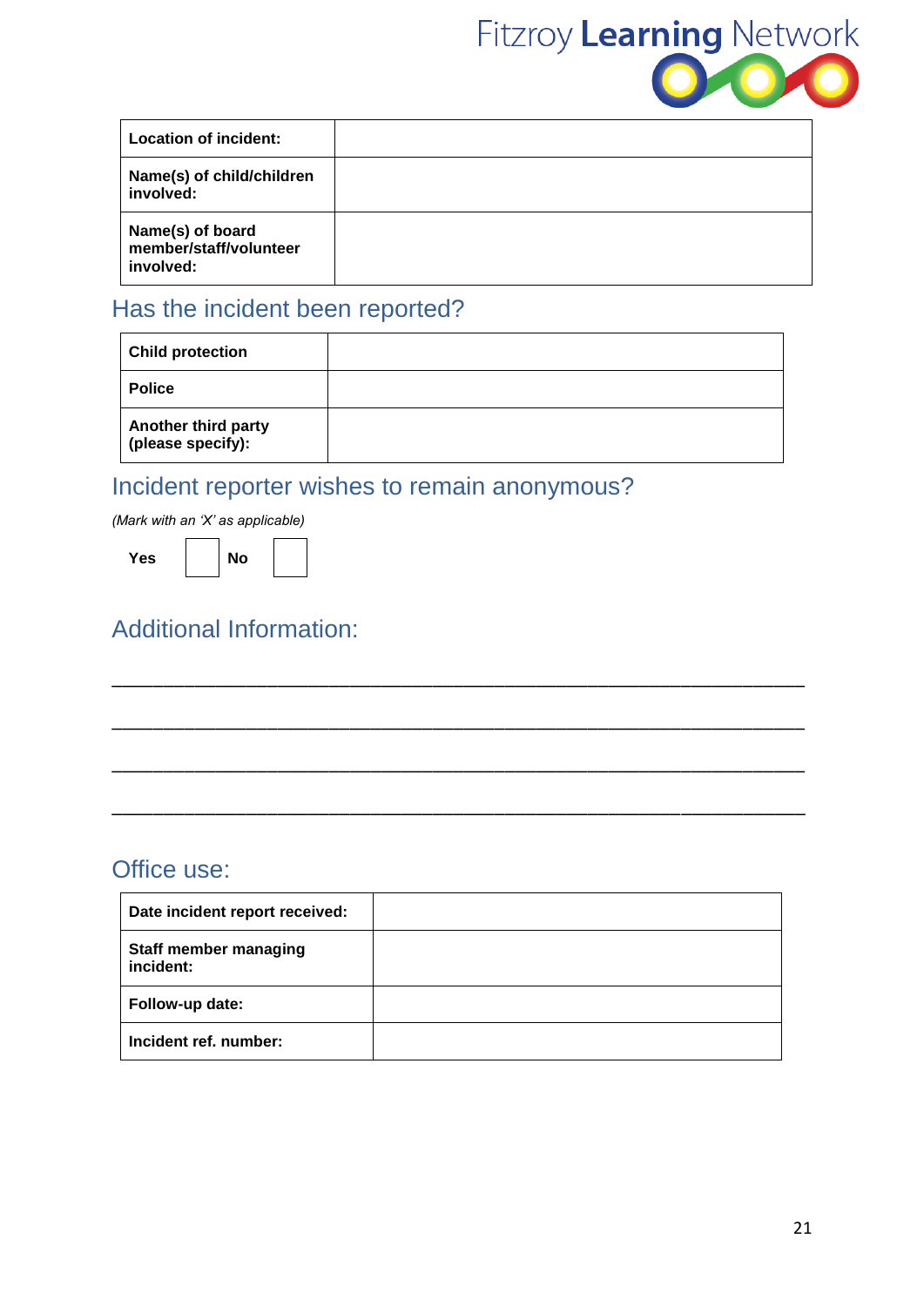| Location of incident: | |
|---|---|
| Name(s) of child/children involved: | |
| Name(s) of board member/staff/volunteer involved: | |

## Has the incident been reported?

| Child protection | |
|---|---|
| Police | |
| Another third party (please specify): | |

## Incident reporter wishes to remain anonymous?

*(Mark with an 'X' as applicable)*

**Yes** ☐ **No** ☐

## Additional Information:

\_\_\_\_\_\_\_\_\_\_\_\_\_\_\_\_\_\_\_\_\_\_\_\_\_\_\_\_\_\_\_\_\_\_\_\_\_\_\_\_\_\_\_\_\_\_\_\_\_\_\_\_\_\_\_\_\_\_\_\_\_\_\_\_

\_\_\_\_\_\_\_\_\_\_\_\_\_\_\_\_\_\_\_\_\_\_\_\_\_\_\_\_\_\_\_\_\_\_\_\_\_\_\_\_\_\_\_\_\_\_\_\_\_\_\_\_\_\_\_\_\_\_\_\_\_\_\_\_

\_\_\_\_\_\_\_\_\_\_\_\_\_\_\_\_\_\_\_\_\_\_\_\_\_\_\_\_\_\_\_\_\_\_\_\_\_\_\_\_\_\_\_\_\_\_\_\_\_\_\_\_\_\_\_\_\_\_\_\_\_\_\_\_

\_\_\_\_\_\_\_\_\_\_\_\_\_\_\_\_\_\_\_\_\_\_\_\_\_\_\_\_\_\_\_\_\_\_\_\_\_\_\_\_\_\_\_\_\_\_\_\_\_\_\_\_\_\_\_\_\_\_\_\_\_\_\_\_

## Office use:

| Date incident report received: | |
|---|---|
| Staff member managing incident: | |
| Follow-up date: | |
| Incident ref. number: | |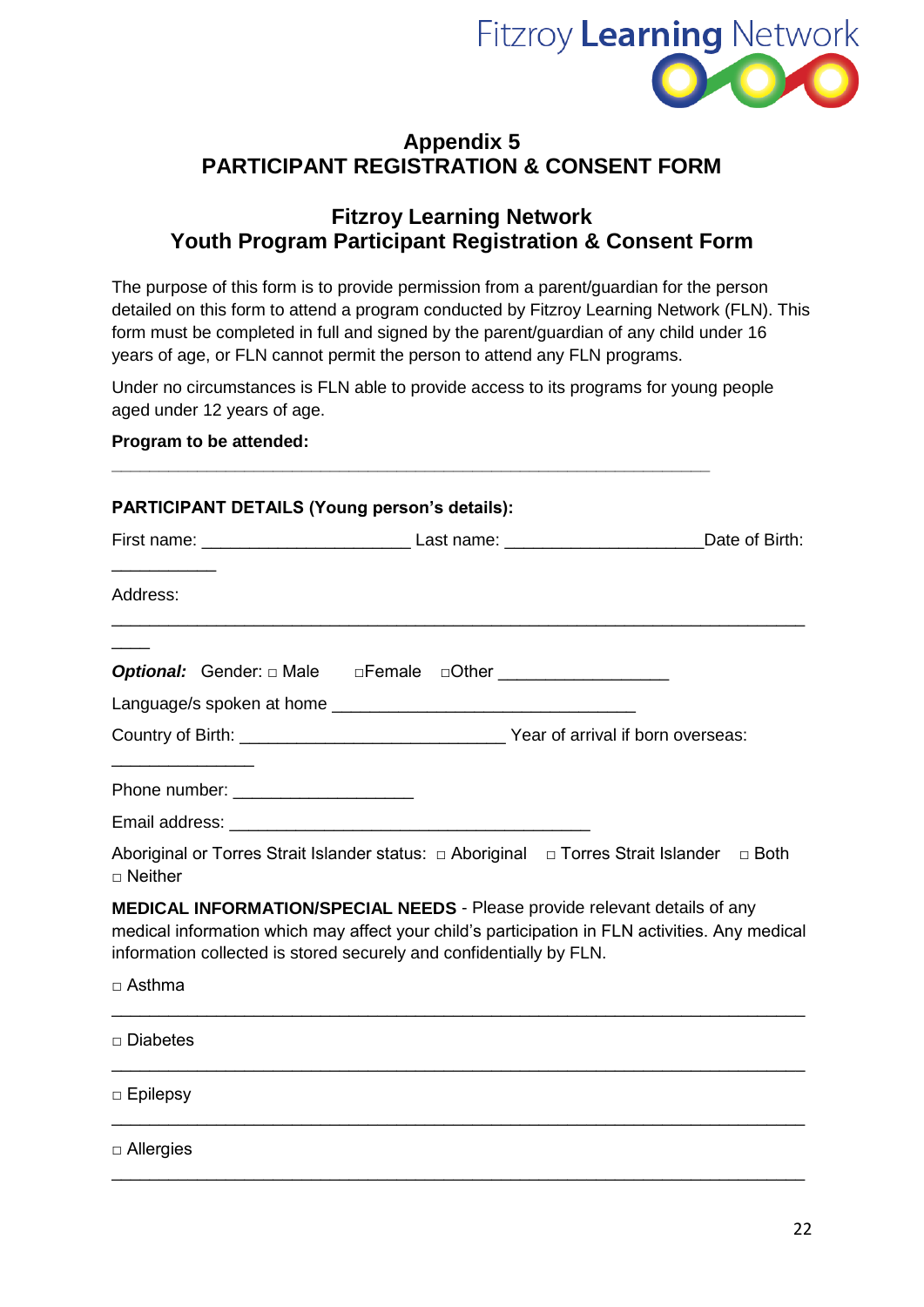## Appendix 5
## PARTICIPANT REGISTRATION & CONSENT FORM

### Fitzroy Learning Network
### Youth Program Participant Registration & Consent Form

The purpose of this form is to provide permission from a parent/guardian for the person detailed on this form to attend a program conducted by Fitzroy Learning Network (FLN). This form must be completed in full and signed by the parent/guardian of any child under 16 years of age, or FLN cannot permit the person to attend any FLN programs.

Under no circumstances is FLN able to provide access to its programs for young people aged under 12 years of age.

**Program to be attended:**

\_\_\_\_\_\_\_\_\_\_\_\_\_\_\_\_\_\_\_\_\_\_\_\_\_\_\_\_\_\_\_\_\_\_\_\_\_\_\_\_\_\_\_\_\_\_\_\_\_\_\_\_\_\_\_\_\_\_\_\_\_\_\_\_

**PARTICIPANT DETAILS (Young person's details):**

First name: \_\_\_\_\_\_\_\_\_\_\_\_\_\_\_\_\_\_\_\_\_\_ Last name: \_\_\_\_\_\_\_\_\_\_\_\_\_\_\_\_\_\_\_\_\_Date of Birth: \_\_\_\_\_\_\_\_\_\_\_

Address: \_\_\_\_\_\_\_\_\_\_\_\_\_\_\_\_\_\_\_\_\_\_\_\_\_\_\_\_\_\_\_\_\_\_\_\_\_\_\_\_\_\_\_\_\_\_\_\_\_\_\_\_\_\_\_\_\_\_\_\_\_\_\_\_\_\_\_\_\_\_\_\_\_\_\_\_

***Optional:*** Gender: □ Male □Female □Other \_\_\_\_\_\_\_\_\_\_\_\_\_\_\_\_\_

Language/s spoken at home \_\_\_\_\_\_\_\_\_\_\_\_\_\_\_\_\_\_\_\_\_\_\_\_\_\_\_\_\_\_\_\_

Country of Birth: \_\_\_\_\_\_\_\_\_\_\_\_\_\_\_\_\_\_\_\_\_\_\_\_\_\_\_\_ Year of arrival if born overseas: \_\_\_\_\_\_\_\_\_\_\_\_\_\_\_

Phone number: \_\_\_\_\_\_\_\_\_\_\_\_\_\_\_\_\_\_\_

Email address: \_\_\_\_\_\_\_\_\_\_\_\_\_\_\_\_\_\_\_\_\_\_\_\_\_\_\_\_\_\_\_\_\_\_\_\_\_\_

Aboriginal or Torres Strait Islander status: □ Aboriginal □ Torres Strait Islander □ Both □ Neither

**MEDICAL INFORMATION/SPECIAL NEEDS** - Please provide relevant details of any medical information which may affect your child's participation in FLN activities. Any medical information collected is stored securely and confidentially by FLN.

□ Asthma

\_\_\_\_\_\_\_\_\_\_\_\_\_\_\_\_\_\_\_\_\_\_\_\_\_\_\_\_\_\_\_\_\_\_\_\_\_\_\_\_\_\_\_\_\_\_\_\_\_\_\_\_\_\_\_\_\_\_\_\_\_\_\_\_\_\_\_\_\_\_\_\_\_\_\_\_

□ Diabetes

\_\_\_\_\_\_\_\_\_\_\_\_\_\_\_\_\_\_\_\_\_\_\_\_\_\_\_\_\_\_\_\_\_\_\_\_\_\_\_\_\_\_\_\_\_\_\_\_\_\_\_\_\_\_\_\_\_\_\_\_\_\_\_\_\_\_\_\_\_\_\_\_\_\_\_\_

□ Epilepsy

\_\_\_\_\_\_\_\_\_\_\_\_\_\_\_\_\_\_\_\_\_\_\_\_\_\_\_\_\_\_\_\_\_\_\_\_\_\_\_\_\_\_\_\_\_\_\_\_\_\_\_\_\_\_\_\_\_\_\_\_\_\_\_\_\_\_\_\_\_\_\_\_\_\_\_\_

□ Allergies

\_\_\_\_\_\_\_\_\_\_\_\_\_\_\_\_\_\_\_\_\_\_\_\_\_\_\_\_\_\_\_\_\_\_\_\_\_\_\_\_\_\_\_\_\_\_\_\_\_\_\_\_\_\_\_\_\_\_\_\_\_\_\_\_\_\_\_\_\_\_\_\_\_\_\_\_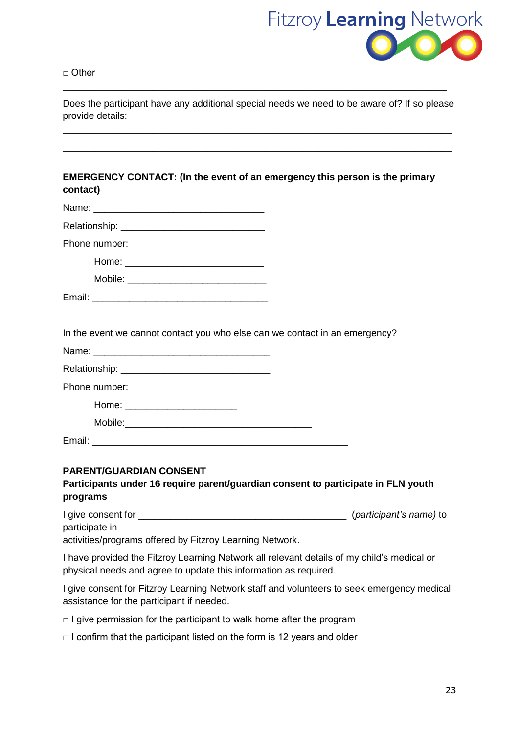□ Other

_______________________________________________________________________________

Does the participant have any additional special needs we need to be aware of? If so please provide details:

_______________________________________________________________________________

_______________________________________________________________________________

**EMERGENCY CONTACT: (In the event of an emergency this person is the primary contact)**

Name: ________________________________

Relationship: __________________________

Phone number:

Home: __________________________

Mobile: __________________________

Email: _________________________________

In the event we cannot contact you who else can we contact in an emergency?

Name: _________________________________

Relationship: ___________________________

Phone number:

Home: _____________________

Mobile:___________________________________

Email: ________________________________________________

**PARENT/GUARDIAN CONSENT**

**Participants under 16 require parent/guardian consent to participate in FLN youth programs**

I give consent for _______________________________________ (*participant's name)* to participate in activities/programs offered by Fitzroy Learning Network.

I have provided the Fitzroy Learning Network all relevant details of my child's medical or physical needs and agree to update this information as required.

I give consent for Fitzroy Learning Network staff and volunteers to seek emergency medical assistance for the participant if needed.

□ I give permission for the participant to walk home after the program

□ I confirm that the participant listed on the form is 12 years and older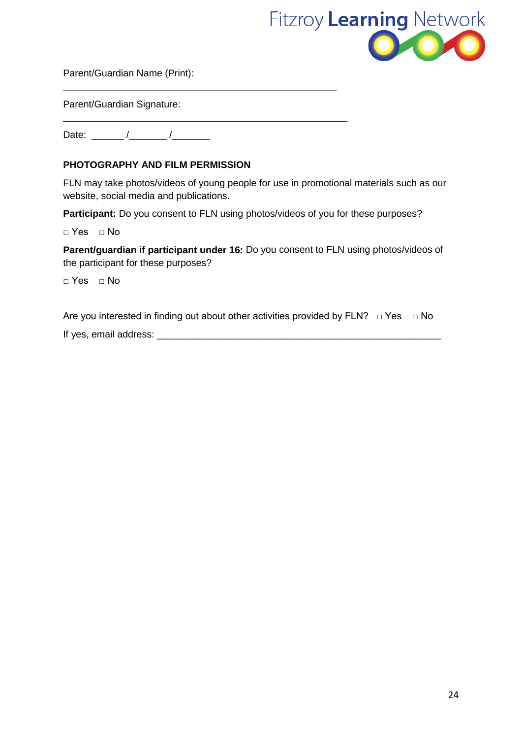Parent/Guardian Name (Print): ____________________________________________________

Parent/Guardian Signature: ______________________________________________________

Date: ______ /_______ /_______

**PHOTOGRAPHY AND FILM PERMISSION**

FLN may take photos/videos of young people for use in promotional materials such as our website, social media and publications.

**Participant:** Do you consent to FLN using photos/videos of you for these purposes?

□ Yes □ No

**Parent/guardian if participant under 16:** Do you consent to FLN using photos/videos of the participant for these purposes?

□ Yes □ No

Are you interested in finding out about other activities provided by FLN? □ Yes □ No

If yes, email address: ______________________________________________________